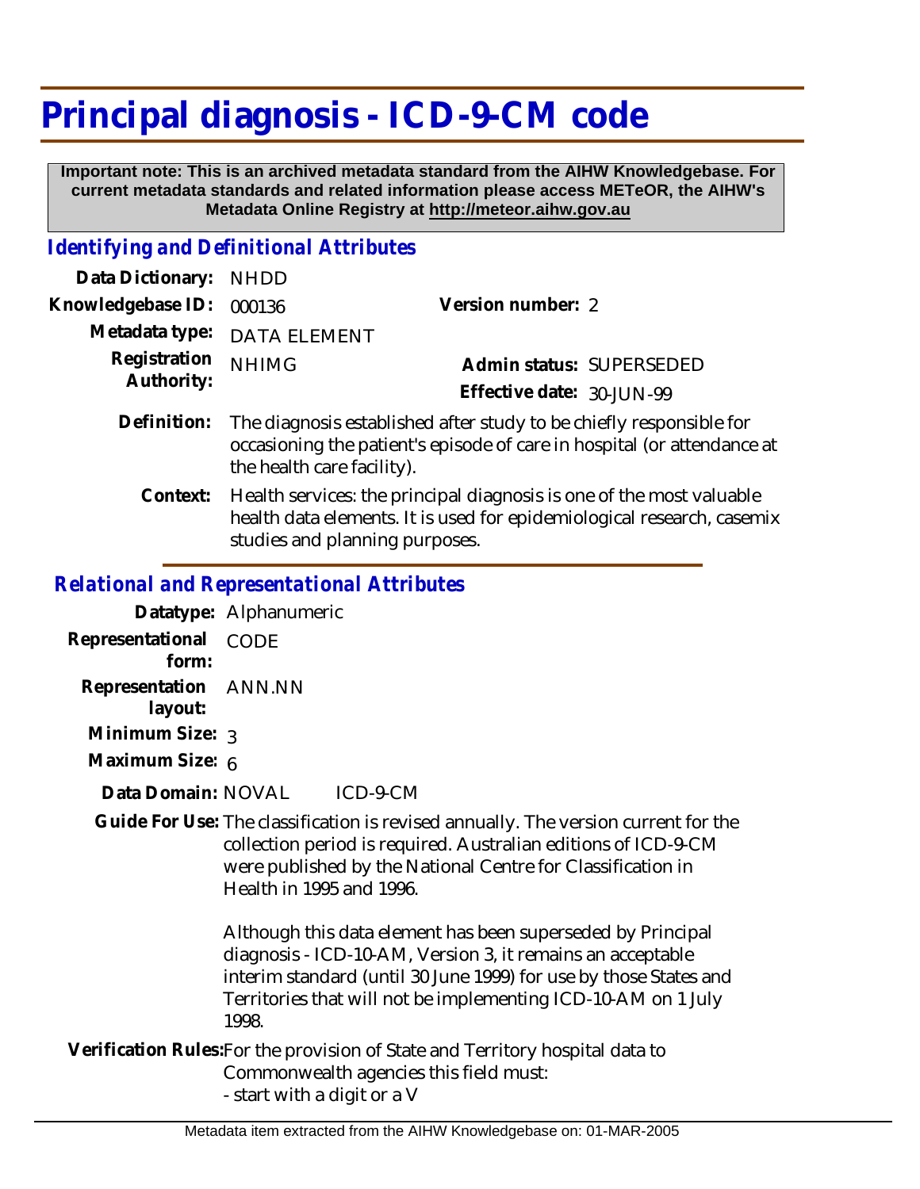# Principal diagnosis - ICD-9-CM code

**Important note: This is an archived metadata standard from the AIHW Knowledgebase. For current metadata standards and related information please access METeOR, the AIHW's Metadata Online Registry at http://meteor.aihw.gov.au**

## *Identifying and Definitional Attributes*

**Data Dictionary:** NHDD

**Knowledgebase ID:** 000136

**Version number:** 2

**Metadata type:** DATA ELEMENT

**Registration Authority:** NHIMG

**Admin status:** SUPERSEDED

**Effective date:** 30-JUN-99

**Definition:** The diagnosis established after study to be chiefly responsible for occasioning the patient's episode of care in hospital (or attendance at the health care facility).

**Context:** Health services: the principal diagnosis is one of the most valuable health data elements. It is used for epidemiological research, casemix studies and planning purposes.

## *Relational and Representational Attributes*

**Datatype:** Alphanumeric

**Representational form:** CODE

**Representation layout:** ANN.NN

**Minimum Size:** 3

**Maximum Size:** 6

**Data Domain:** NOVAL ICD-9-CM

**Guide For Use:** The classification is revised annually. The version current for the collection period is required. Australian editions of ICD-9-CM were published by the National Centre for Classification in Health in 1995 and 1996.

Although this data element has been superseded by Principal diagnosis - ICD-10-AM, Version 3, it remains an acceptable interim standard (until 30 June 1999) for use by those States and Territories that will not be implementing ICD-10-AM on 1 July 1998.

**Verification Rules:** For the provision of State and Territory hospital data to Commonwealth agencies this field must:

- start with a digit or a V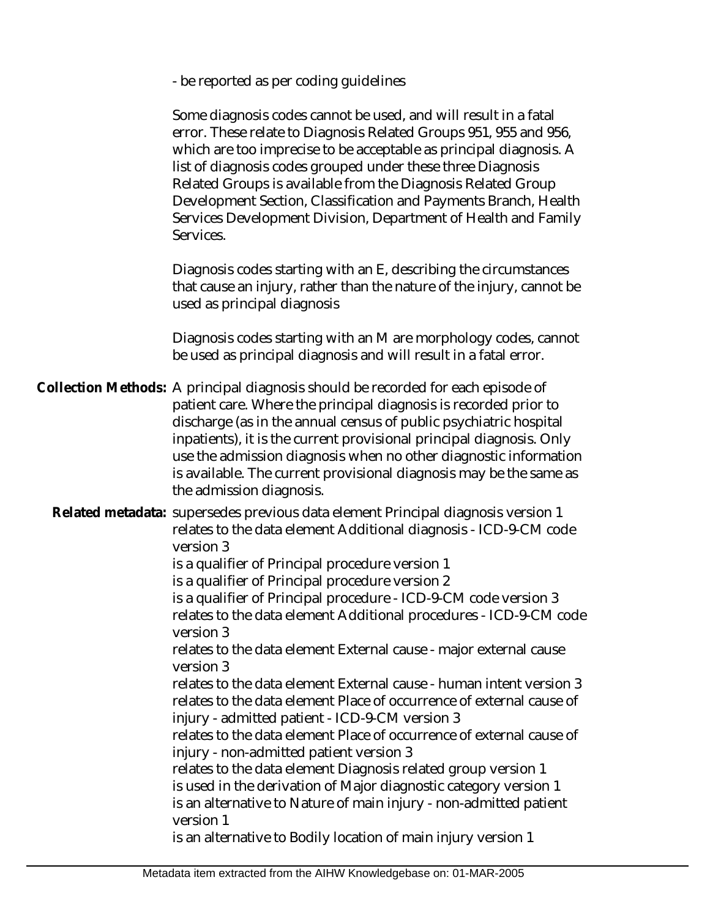- be reported as per coding guidelines

Some diagnosis codes cannot be used, and will result in a fatal error. These relate to Diagnosis Related Groups 951, 955 and 956, which are too imprecise to be acceptable as principal diagnosis. A list of diagnosis codes grouped under these three Diagnosis Related Groups is available from the Diagnosis Related Group Development Section, Classification and Payments Branch, Health Services Development Division, Department of Health and Family Services.

Diagnosis codes starting with an E, describing the circumstances that cause an injury, rather than the nature of the injury, cannot be used as principal diagnosis

Diagnosis codes starting with an M are morphology codes, cannot be used as principal diagnosis and will result in a fatal error.

**Collection Methods:** A principal diagnosis should be recorded for each episode of patient care. Where the principal diagnosis is recorded prior to discharge (as in the annual census of public psychiatric hospital inpatients), it is the current provisional principal diagnosis. Only use the admission diagnosis when no other diagnostic information is available. The current provisional diagnosis may be the same as the admission diagnosis.

**Related metadata:** supersedes previous data element Principal diagnosis version 1
relates to the data element Additional diagnosis - ICD-9-CM code version 3
is a qualifier of Principal procedure version 1
is a qualifier of Principal procedure version 2
is a qualifier of Principal procedure - ICD-9-CM code version 3
relates to the data element Additional procedures - ICD-9-CM code version 3
relates to the data element External cause - major external cause version 3
relates to the data element External cause - human intent version 3
relates to the data element Place of occurrence of external cause of injury - admitted patient - ICD-9-CM version 3
relates to the data element Place of occurrence of external cause of injury - non-admitted patient version 3
relates to the data element Diagnosis related group version 1
is used in the derivation of Major diagnostic category version 1
is an alternative to Nature of main injury - non-admitted patient version 1
is an alternative to Bodily location of main injury version 1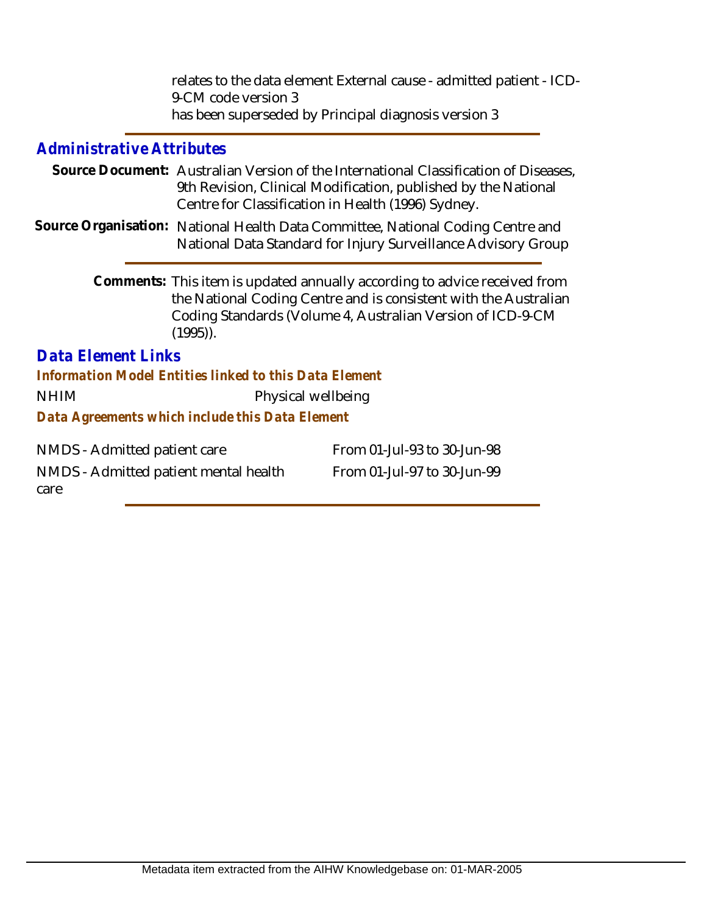relates to the data element External cause - admitted patient - ICD-9-CM code version 3
has been superseded by Principal diagnosis version 3

## Administrative Attributes

**Source Document:** Australian Version of the International Classification of Diseases, 9th Revision, Clinical Modification, published by the National Centre for Classification in Health (1996) Sydney.

**Source Organisation:** National Health Data Committee, National Coding Centre and National Data Standard for Injury Surveillance Advisory Group

**Comments:** This item is updated annually according to advice received from the National Coding Centre and is consistent with the Australian Coding Standards (Volume 4, Australian Version of ICD-9-CM (1995)).

## Data Element Links

### Information Model Entities linked to this Data Element

| | |
|---|---|
| NHIM | Physical wellbeing |

### Data Agreements which include this Data Element

| | |
|---|---|
| NMDS - Admitted patient care | From 01-Jul-93 to 30-Jun-98 |
| NMDS - Admitted patient mental health care | From 01-Jul-97 to 30-Jun-99 |

Metadata item extracted from the AIHW Knowledgebase on: 01-MAR-2005